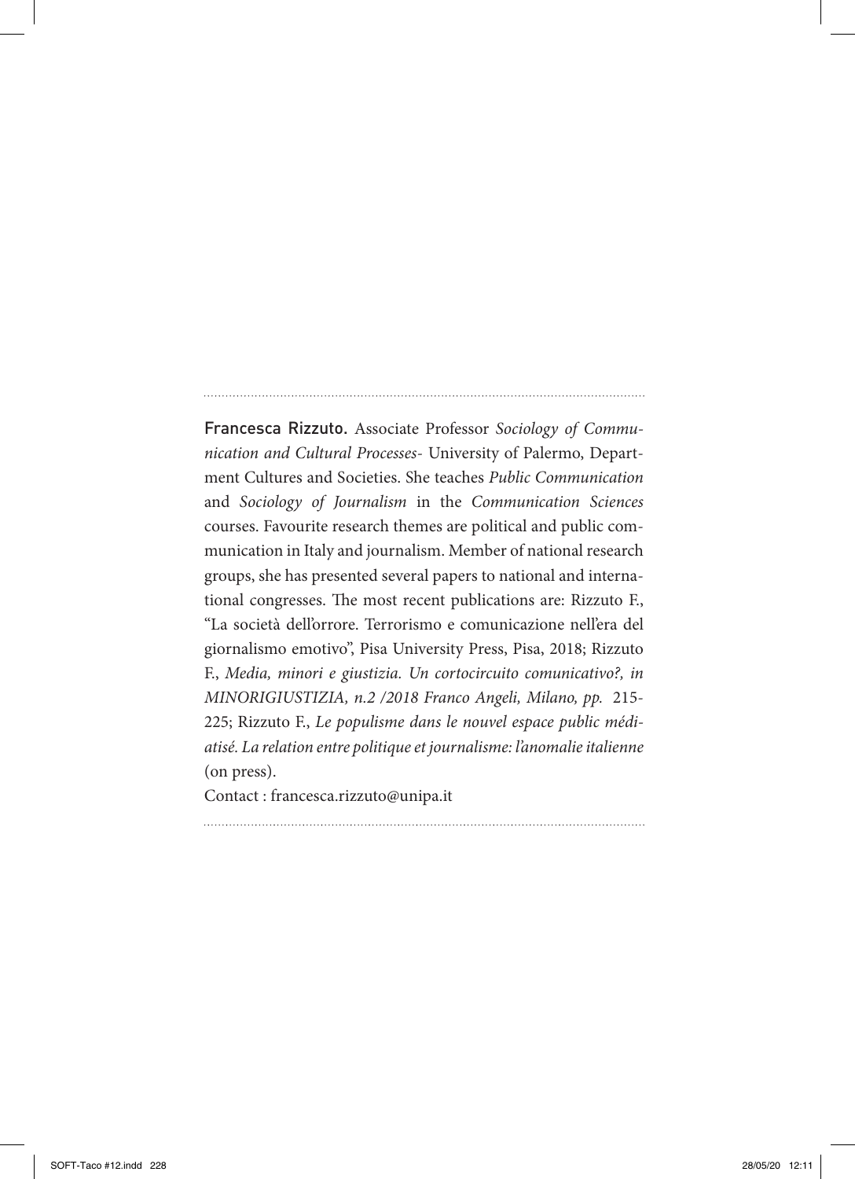**Francesca Rizzuto.** Associate Professor *Sociology of Communication and Cultural Processes-* University of Palermo, Department Cultures and Societies. She teaches *Public Communication* and *Sociology of Journalism* in the *Communication Sciences* courses. Favourite research themes are political and public communication in Italy and journalism. Member of national research groups, she has presented several papers to national and international congresses. The most recent publications are: Rizzuto F., "La società dell'orrore. Terrorismo e comunicazione nell'era del giornalismo emotivo", Pisa University Press, Pisa, 2018; Rizzuto F., *Media, minori e giustizia. Un cortocircuito comunicativo?, in MINORIGIUSTIZIA, n.2 /2018 Franco Angeli, Milano, pp.* 215-225; Rizzuto F., *Le populisme dans le nouvel espace public médiatisé. La relation entre politique et journalisme: l'anomalie italienne* (on press).

Contact : francesca.rizzuto@unipa.it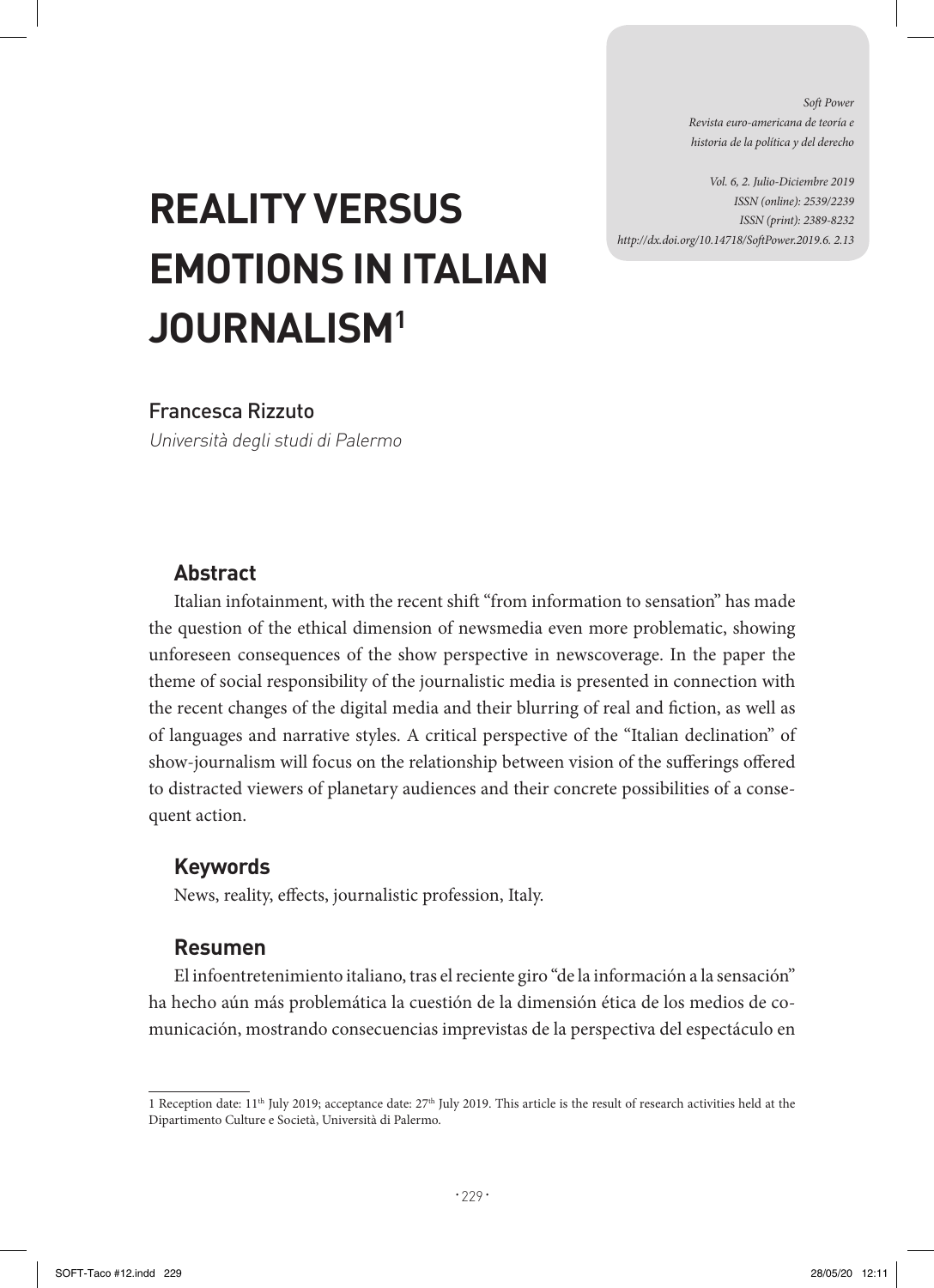# REALITY VERSUS EMOTIONS IN ITALIAN JOURNALISM[1]

Francesca Rizzuto

*Università degli studi di Palermo*

### Abstract

Italian infotainment, with the recent shift "from information to sensation" has made the question of the ethical dimension of newsmedia even more problematic, showing unforeseen consequences of the show perspective in newscoverage. In the paper the theme of social responsibility of the journalistic media is presented in connection with the recent changes of the digital media and their blurring of real and fiction, as well as of languages and narrative styles. A critical perspective of the "Italian declination" of show-journalism will focus on the relationship between vision of the sufferings offered to distracted viewers of planetary audiences and their concrete possibilities of a consequent action.

### Keywords

News, reality, effects, journalistic profession, Italy.

### Resumen

El infoentretenimiento italiano, tras el reciente giro "de la información a la sensación" ha hecho aún más problemática la cuestión de la dimensión ética de los medios de comunicación, mostrando consecuencias imprevistas de la perspectiva del espectáculo en

---

1 Reception date: 11th July 2019; acceptance date: 27th July 2019. This article is the result of research activities held at the Dipartimento Culture e Società, Università di Palermo.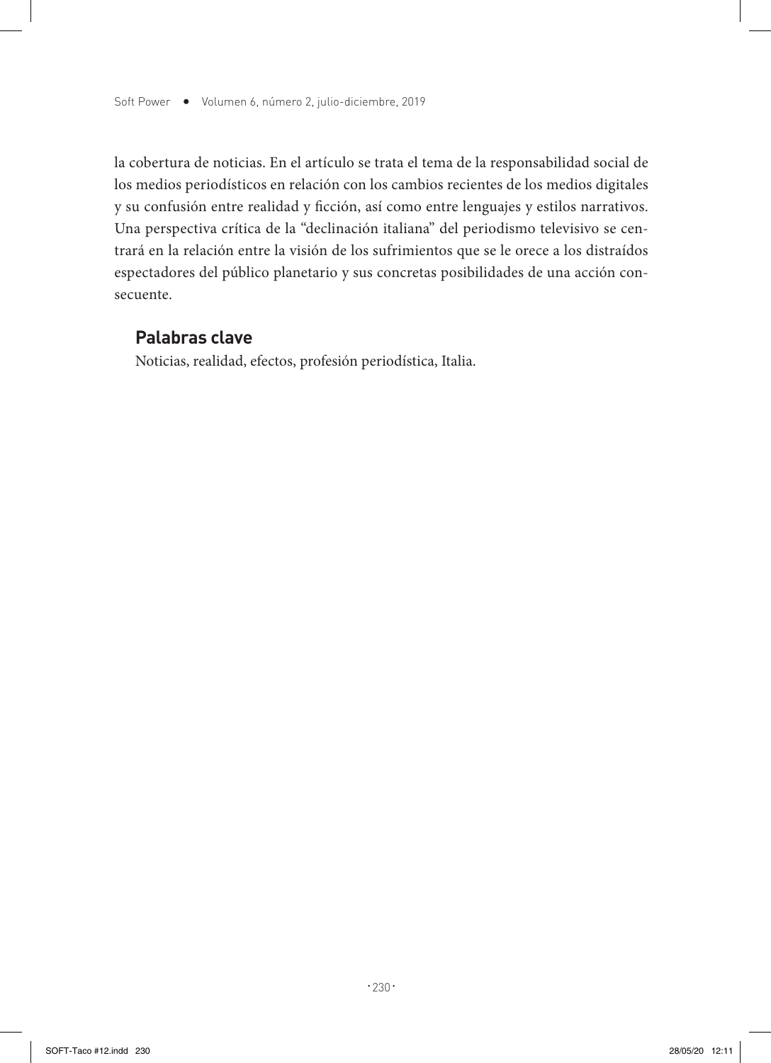la cobertura de noticias. En el artículo se trata el tema de la responsabilidad social de los medios periodísticos en relación con los cambios recientes de los medios digitales y su confusión entre realidad y ficción, así como entre lenguajes y estilos narrativos. Una perspectiva crítica de la "declinación italiana" del periodismo televisivo se centrará en la relación entre la visión de los sufrimientos que se le orece a los distraídos espectadores del público planetario y sus concretas posibilidades de una acción consecuente.

## Palabras clave

Noticias, realidad, efectos, profesión periodística, Italia.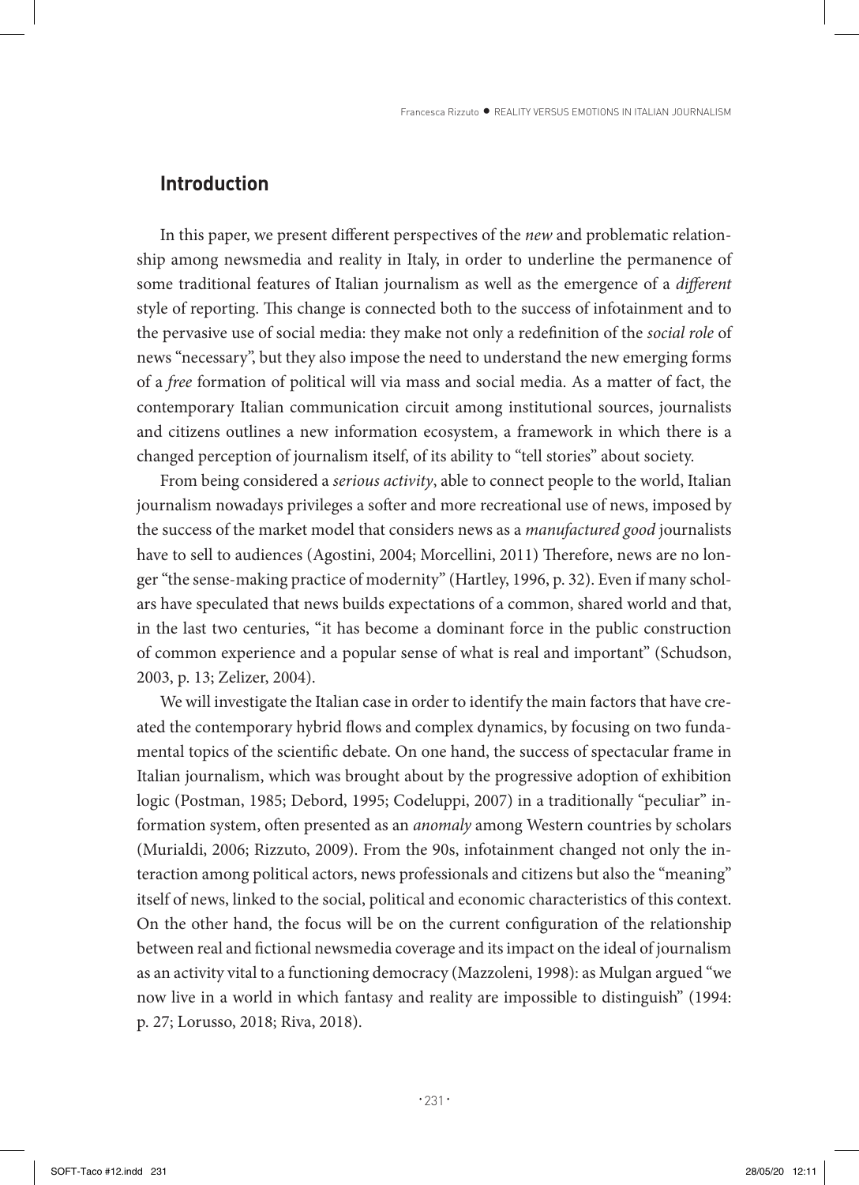## Introduction

In this paper, we present different perspectives of the *new* and problematic relationship among newsmedia and reality in Italy, in order to underline the permanence of some traditional features of Italian journalism as well as the emergence of a *different* style of reporting. This change is connected both to the success of infotainment and to the pervasive use of social media: they make not only a redefinition of the *social role* of news "necessary", but they also impose the need to understand the new emerging forms of a *free* formation of political will via mass and social media. As a matter of fact, the contemporary Italian communication circuit among institutional sources, journalists and citizens outlines a new information ecosystem, a framework in which there is a changed perception of journalism itself, of its ability to "tell stories" about society.

From being considered a *serious activity*, able to connect people to the world, Italian journalism nowadays privileges a softer and more recreational use of news, imposed by the success of the market model that considers news as a *manufactured good* journalists have to sell to audiences (Agostini, 2004; Morcellini, 2011) Therefore, news are no longer "the sense-making practice of modernity" (Hartley, 1996, p. 32). Even if many scholars have speculated that news builds expectations of a common, shared world and that, in the last two centuries, "it has become a dominant force in the public construction of common experience and a popular sense of what is real and important" (Schudson, 2003, p. 13; Zelizer, 2004).

We will investigate the Italian case in order to identify the main factors that have created the contemporary hybrid flows and complex dynamics, by focusing on two fundamental topics of the scientific debate. On one hand, the success of spectacular frame in Italian journalism, which was brought about by the progressive adoption of exhibition logic (Postman, 1985; Debord, 1995; Codeluppi, 2007) in a traditionally "peculiar" information system, often presented as an *anomaly* among Western countries by scholars (Murialdi, 2006; Rizzuto, 2009). From the 90s, infotainment changed not only the interaction among political actors, news professionals and citizens but also the "meaning" itself of news, linked to the social, political and economic characteristics of this context. On the other hand, the focus will be on the current configuration of the relationship between real and fictional newsmedia coverage and its impact on the ideal of journalism as an activity vital to a functioning democracy (Mazzoleni, 1998): as Mulgan argued "we now live in a world in which fantasy and reality are impossible to distinguish" (1994: p. 27; Lorusso, 2018; Riva, 2018).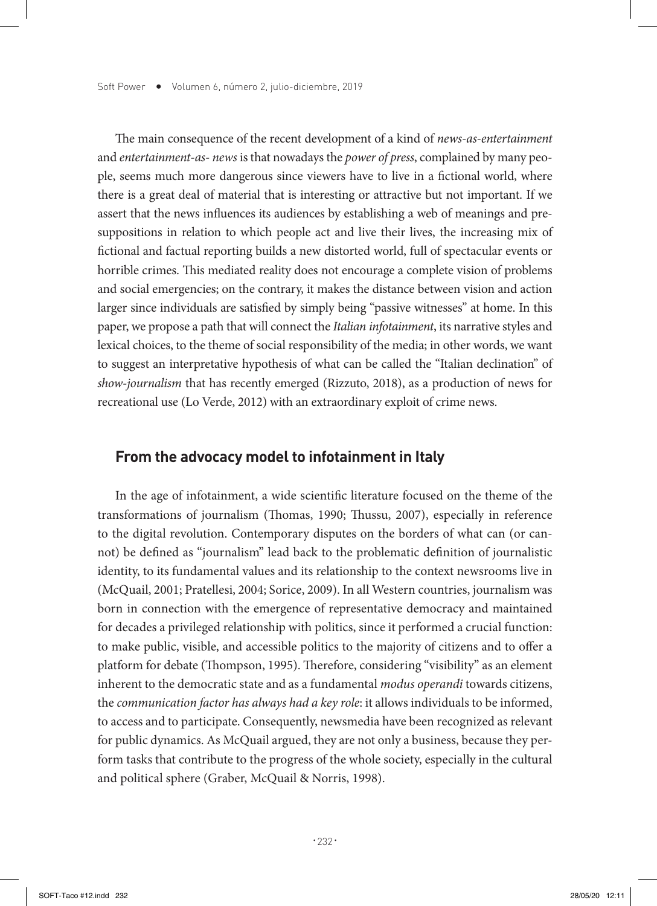The main consequence of the recent development of a kind of *news-as-entertainment* and *entertainment-as- news* is that nowadays the *power of press*, complained by many people, seems much more dangerous since viewers have to live in a fictional world, where there is a great deal of material that is interesting or attractive but not important. If we assert that the news influences its audiences by establishing a web of meanings and presuppositions in relation to which people act and live their lives, the increasing mix of fictional and factual reporting builds a new distorted world, full of spectacular events or horrible crimes. This mediated reality does not encourage a complete vision of problems and social emergencies; on the contrary, it makes the distance between vision and action larger since individuals are satisfied by simply being "passive witnesses" at home. In this paper, we propose a path that will connect the *Italian infotainment*, its narrative styles and lexical choices, to the theme of social responsibility of the media; in other words, we want to suggest an interpretative hypothesis of what can be called the "Italian declination" of *show-journalism* that has recently emerged (Rizzuto, 2018), as a production of news for recreational use (Lo Verde, 2012) with an extraordinary exploit of crime news.

## From the advocacy model to infotainment in Italy

In the age of infotainment, a wide scientific literature focused on the theme of the transformations of journalism (Thomas, 1990; Thussu, 2007), especially in reference to the digital revolution. Contemporary disputes on the borders of what can (or cannot) be defined as "journalism" lead back to the problematic definition of journalistic identity, to its fundamental values and its relationship to the context newsrooms live in (McQuail, 2001; Pratellesi, 2004; Sorice, 2009). In all Western countries, journalism was born in connection with the emergence of representative democracy and maintained for decades a privileged relationship with politics, since it performed a crucial function: to make public, visible, and accessible politics to the majority of citizens and to offer a platform for debate (Thompson, 1995). Therefore, considering "visibility" as an element inherent to the democratic state and as a fundamental *modus operandi* towards citizens, the *communication factor has always had a key role*: it allows individuals to be informed, to access and to participate. Consequently, newsmedia have been recognized as relevant for public dynamics. As McQuail argued, they are not only a business, because they perform tasks that contribute to the progress of the whole society, especially in the cultural and political sphere (Graber, McQuail & Norris, 1998).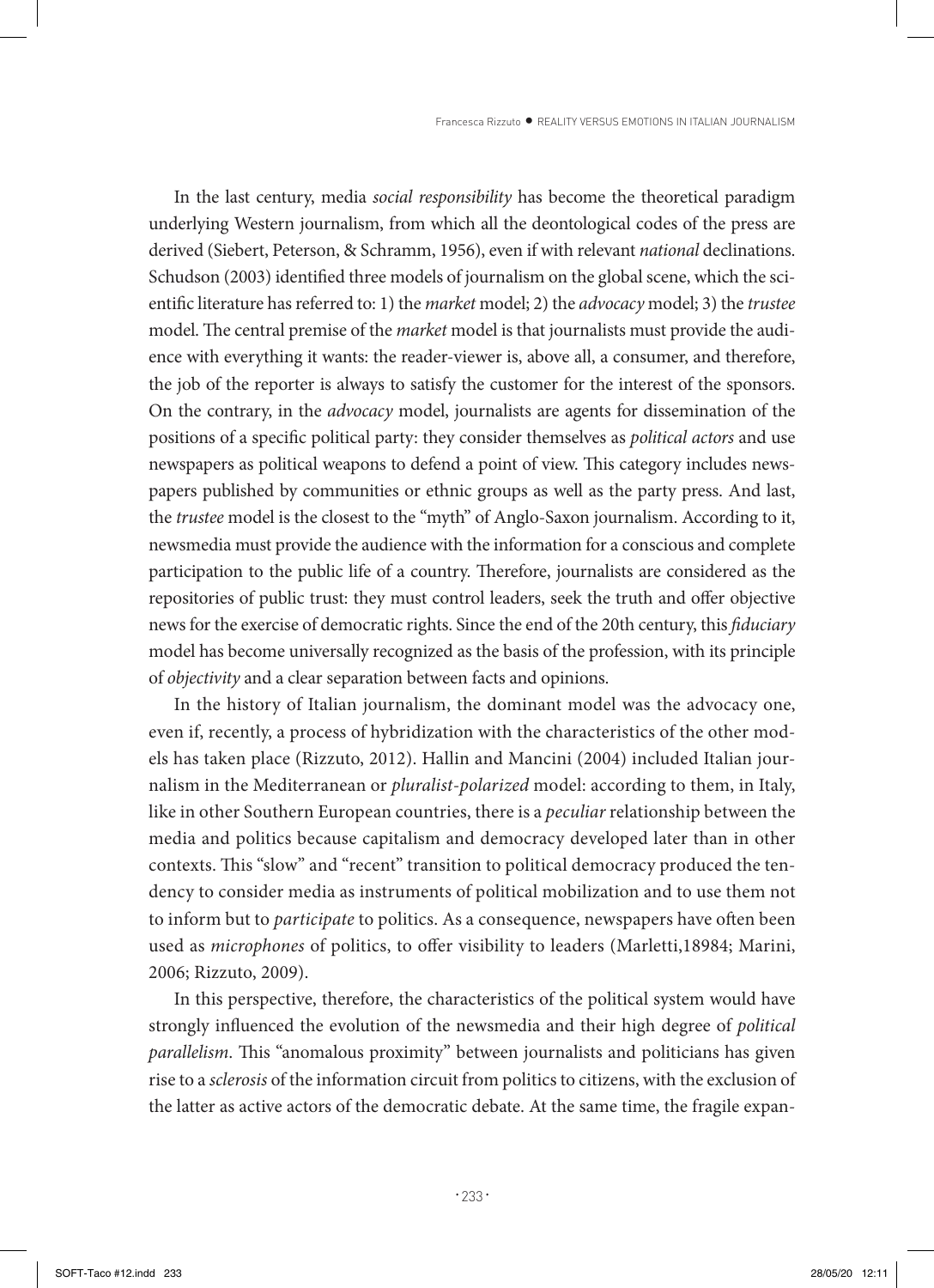In the last century, media *social responsibility* has become the theoretical paradigm underlying Western journalism, from which all the deontological codes of the press are derived (Siebert, Peterson, & Schramm, 1956), even if with relevant *national* declinations. Schudson (2003) identified three models of journalism on the global scene, which the scientific literature has referred to: 1) the *market* model; 2) the *advocacy* model; 3) the *trustee* model. The central premise of the *market* model is that journalists must provide the audience with everything it wants: the reader-viewer is, above all, a consumer, and therefore, the job of the reporter is always to satisfy the customer for the interest of the sponsors. On the contrary, in the *advocacy* model, journalists are agents for dissemination of the positions of a specific political party: they consider themselves as *political actors* and use newspapers as political weapons to defend a point of view. This category includes newspapers published by communities or ethnic groups as well as the party press. And last, the *trustee* model is the closest to the "myth" of Anglo-Saxon journalism. According to it, newsmedia must provide the audience with the information for a conscious and complete participation to the public life of a country. Therefore, journalists are considered as the repositories of public trust: they must control leaders, seek the truth and offer objective news for the exercise of democratic rights. Since the end of the 20th century, this *fiduciary* model has become universally recognized as the basis of the profession, with its principle of *objectivity* and a clear separation between facts and opinions.

In the history of Italian journalism, the dominant model was the advocacy one, even if, recently, a process of hybridization with the characteristics of the other models has taken place (Rizzuto, 2012). Hallin and Mancini (2004) included Italian journalism in the Mediterranean or *pluralist-polarized* model: according to them, in Italy, like in other Southern European countries, there is a *peculiar* relationship between the media and politics because capitalism and democracy developed later than in other contexts. This "slow" and "recent" transition to political democracy produced the tendency to consider media as instruments of political mobilization and to use them not to inform but to *participate* to politics. As a consequence, newspapers have often been used as *microphones* of politics, to offer visibility to leaders (Marletti,18984; Marini, 2006; Rizzuto, 2009).

In this perspective, therefore, the characteristics of the political system would have strongly influenced the evolution of the newsmedia and their high degree of *political parallelism*. This "anomalous proximity" between journalists and politicians has given rise to a *sclerosis* of the information circuit from politics to citizens, with the exclusion of the latter as active actors of the democratic debate. At the same time, the fragile expan-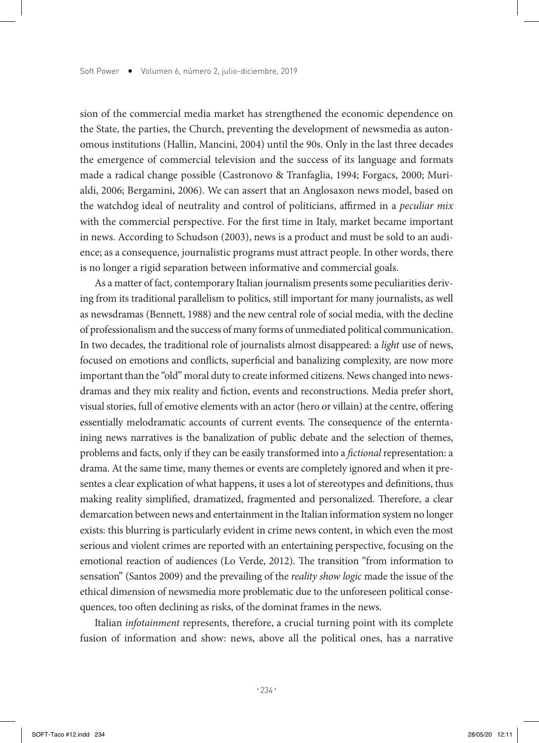sion of the commercial media market has strengthened the economic dependence on the State, the parties, the Church, preventing the development of newsmedia as autonomous institutions (Hallin, Mancini, 2004) until the 90s. Only in the last three decades the emergence of commercial television and the success of its language and formats made a radical change possible (Castronovo & Tranfaglia, 1994; Forgacs, 2000; Murialdi, 2006; Bergamini, 2006). We can assert that an Anglosaxon news model, based on the watchdog ideal of neutrality and control of politicians, affirmed in a *peculiar mix* with the commercial perspective. For the first time in Italy, market became important in news. According to Schudson (2003), news is a product and must be sold to an audience; as a consequence, journalistic programs must attract people. In other words, there is no longer a rigid separation between informative and commercial goals.

As a matter of fact, contemporary Italian journalism presents some peculiarities deriving from its traditional parallelism to politics, still important for many journalists, as well as newsdramas (Bennett, 1988) and the new central role of social media, with the decline of professionalism and the success of many forms of unmediated political communication. In two decades, the traditional role of journalists almost disappeared: a *light* use of news, focused on emotions and conflicts, superficial and banalizing complexity, are now more important than the "old" moral duty to create informed citizens. News changed into newsdramas and they mix reality and fiction, events and reconstructions. Media prefer short, visual stories, full of emotive elements with an actor (hero or villain) at the centre, offering essentially melodramatic accounts of current events. The consequence of the enterntaining news narratives is the banalization of public debate and the selection of themes, problems and facts, only if they can be easily transformed into a *fictional* representation: a drama. At the same time, many themes or events are completely ignored and when it presentes a clear explication of what happens, it uses a lot of stereotypes and definitions, thus making reality simplified, dramatized, fragmented and personalized. Therefore, a clear demarcation between news and entertainment in the Italian information system no longer exists: this blurring is particularly evident in crime news content, in which even the most serious and violent crimes are reported with an entertaining perspective, focusing on the emotional reaction of audiences (Lo Verde, 2012). The transition "from information to sensation" (Santos 2009) and the prevailing of the *reality show logic* made the issue of the ethical dimension of newsmedia more problematic due to the unforeseen political consequences, too often declining as risks, of the dominat frames in the news.

Italian *infotainment* represents, therefore, a crucial turning point with its complete fusion of information and show: news, above all the political ones, has a narrative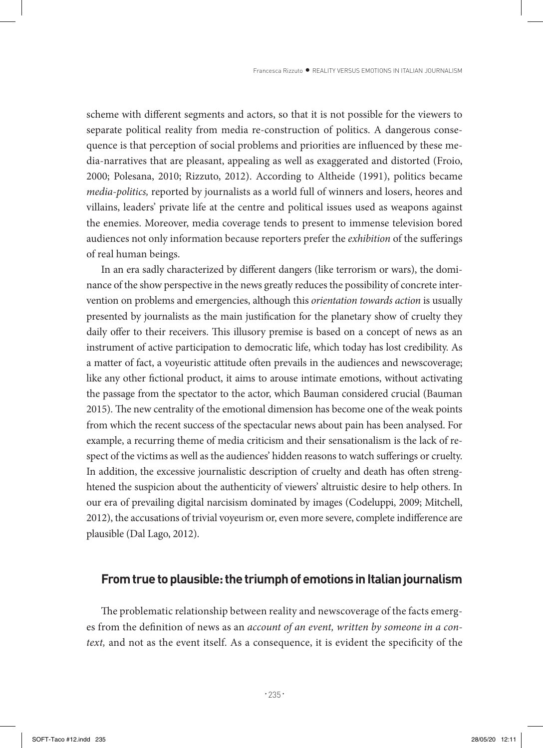scheme with different segments and actors, so that it is not possible for the viewers to separate political reality from media re-construction of politics. A dangerous consequence is that perception of social problems and priorities are influenced by these media-narratives that are pleasant, appealing as well as exaggerated and distorted (Froio, 2000; Polesana, 2010; Rizzuto, 2012). According to Altheide (1991), politics became *media-politics,* reported by journalists as a world full of winners and losers, heores and villains, leaders' private life at the centre and political issues used as weapons against the enemies. Moreover, media coverage tends to present to immense television bored audiences not only information because reporters prefer the *exhibition* of the sufferings of real human beings.

In an era sadly characterized by different dangers (like terrorism or wars), the dominance of the show perspective in the news greatly reduces the possibility of concrete intervention on problems and emergencies, although this *orientation towards action* is usually presented by journalists as the main justification for the planetary show of cruelty they daily offer to their receivers. This illusory premise is based on a concept of news as an instrument of active participation to democratic life, which today has lost credibility. As a matter of fact, a voyeuristic attitude often prevails in the audiences and newscoverage; like any other fictional product, it aims to arouse intimate emotions, without activating the passage from the spectator to the actor, which Bauman considered crucial (Bauman 2015). The new centrality of the emotional dimension has become one of the weak points from which the recent success of the spectacular news about pain has been analysed. For example, a recurring theme of media criticism and their sensationalism is the lack of respect of the victims as well as the audiences' hidden reasons to watch sufferings or cruelty. In addition, the excessive journalistic description of cruelty and death has often strenghtened the suspicion about the authenticity of viewers' altruistic desire to help others. In our era of prevailing digital narcisism dominated by images (Codeluppi, 2009; Mitchell, 2012), the accusations of trivial voyeurism or, even more severe, complete indifference are plausible (Dal Lago, 2012).

## From true to plausible: the triumph of emotions in Italian journalism

The problematic relationship between reality and newscoverage of the facts emerges from the definition of news as an *account of an event, written by someone in a context,* and not as the event itself. As a consequence, it is evident the specificity of the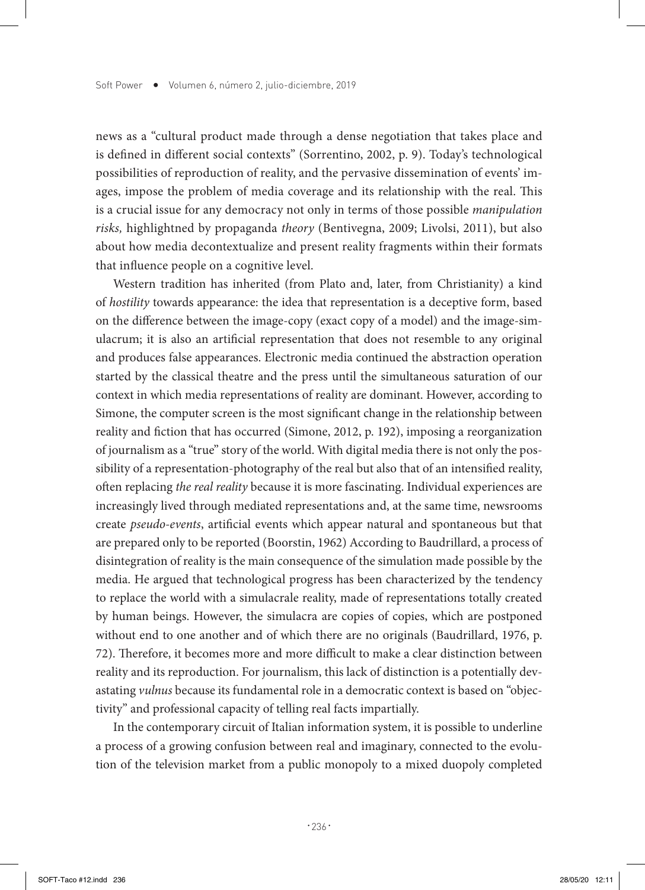news as a "cultural product made through a dense negotiation that takes place and is defined in different social contexts" (Sorrentino, 2002, p. 9). Today's technological possibilities of reproduction of reality, and the pervasive dissemination of events' images, impose the problem of media coverage and its relationship with the real. This is a crucial issue for any democracy not only in terms of those possible *manipulation risks,* highlightned by propaganda *theory* (Bentivegna, 2009; Livolsi, 2011), but also about how media decontextualize and present reality fragments within their formats that influence people on a cognitive level.

Western tradition has inherited (from Plato and, later, from Christianity) a kind of *hostility* towards appearance: the idea that representation is a deceptive form, based on the difference between the image-copy (exact copy of a model) and the image-simulacrum; it is also an artificial representation that does not resemble to any original and produces false appearances. Electronic media continued the abstraction operation started by the classical theatre and the press until the simultaneous saturation of our context in which media representations of reality are dominant. However, according to Simone, the computer screen is the most significant change in the relationship between reality and fiction that has occurred (Simone, 2012, p. 192), imposing a reorganization of journalism as a "true" story of the world. With digital media there is not only the possibility of a representation-photography of the real but also that of an intensified reality, often replacing *the real reality* because it is more fascinating. Individual experiences are increasingly lived through mediated representations and, at the same time, newsrooms create *pseudo-events*, artificial events which appear natural and spontaneous but that are prepared only to be reported (Boorstin, 1962) According to Baudrillard, a process of disintegration of reality is the main consequence of the simulation made possible by the media. He argued that technological progress has been characterized by the tendency to replace the world with a simulacrale reality, made of representations totally created by human beings. However, the simulacra are copies of copies, which are postponed without end to one another and of which there are no originals (Baudrillard, 1976, p. 72). Therefore, it becomes more and more difficult to make a clear distinction between reality and its reproduction. For journalism, this lack of distinction is a potentially devastating *vulnus* because its fundamental role in a democratic context is based on "objectivity" and professional capacity of telling real facts impartially.

In the contemporary circuit of Italian information system, it is possible to underline a process of a growing confusion between real and imaginary, connected to the evolution of the television market from a public monopoly to a mixed duopoly completed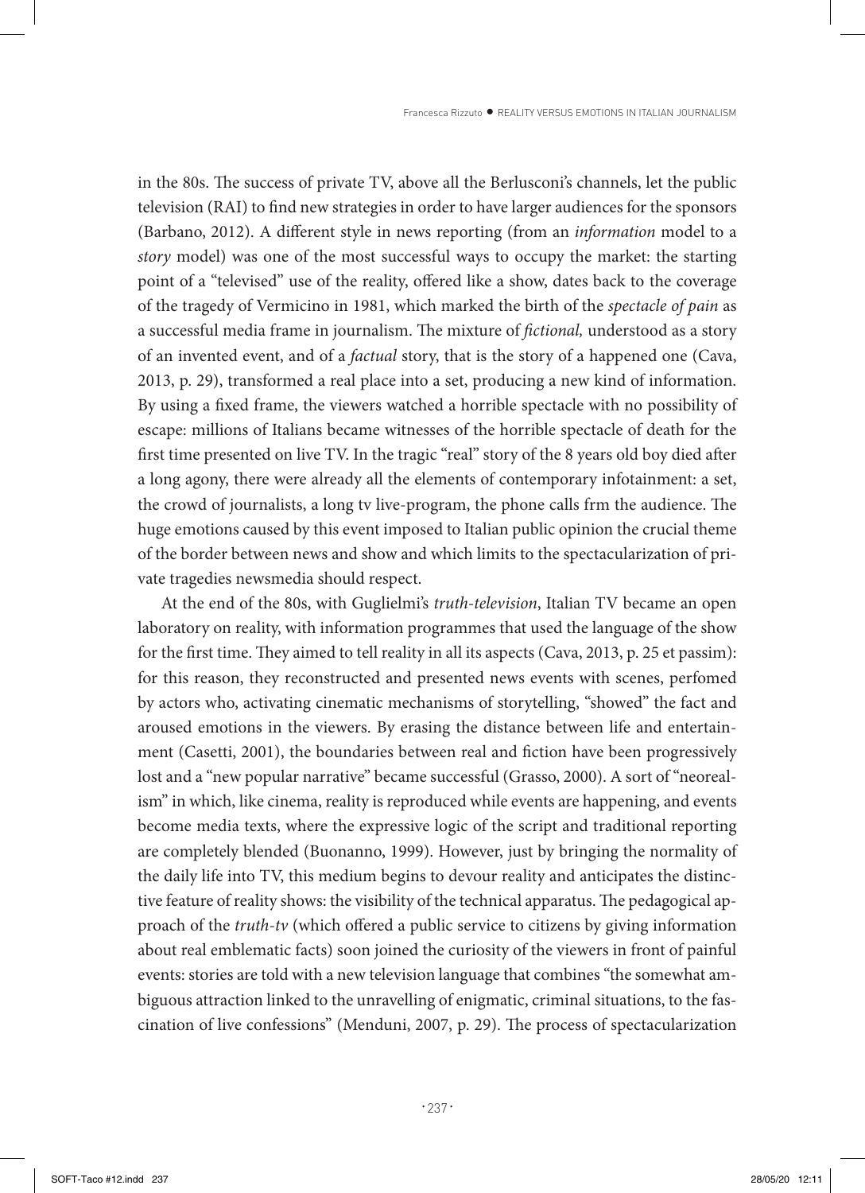in the 80s. The success of private TV, above all the Berlusconi's channels, let the public television (RAI) to find new strategies in order to have larger audiences for the sponsors (Barbano, 2012). A different style in news reporting (from an *information* model to a *story* model) was one of the most successful ways to occupy the market: the starting point of a "televised" use of the reality, offered like a show, dates back to the coverage of the tragedy of Vermicino in 1981, which marked the birth of the *spectacle of pain* as a successful media frame in journalism. The mixture of *fictional,* understood as a story of an invented event, and of a *factual* story, that is the story of a happened one (Cava, 2013, p. 29), transformed a real place into a set, producing a new kind of information. By using a fixed frame, the viewers watched a horrible spectacle with no possibility of escape: millions of Italians became witnesses of the horrible spectacle of death for the first time presented on live TV. In the tragic "real" story of the 8 years old boy died after a long agony, there were already all the elements of contemporary infotainment: a set, the crowd of journalists, a long tv live-program, the phone calls frm the audience. The huge emotions caused by this event imposed to Italian public opinion the crucial theme of the border between news and show and which limits to the spectacularization of private tragedies newsmedia should respect.

At the end of the 80s, with Guglielmi's *truth-television*, Italian TV became an open laboratory on reality, with information programmes that used the language of the show for the first time. They aimed to tell reality in all its aspects (Cava, 2013, p. 25 et passim): for this reason, they reconstructed and presented news events with scenes, perfomed by actors who, activating cinematic mechanisms of storytelling, "showed" the fact and aroused emotions in the viewers. By erasing the distance between life and entertainment (Casetti, 2001), the boundaries between real and fiction have been progressively lost and a "new popular narrative" became successful (Grasso, 2000). A sort of "neorealism" in which, like cinema, reality is reproduced while events are happening, and events become media texts, where the expressive logic of the script and traditional reporting are completely blended (Buonanno, 1999). However, just by bringing the normality of the daily life into TV, this medium begins to devour reality and anticipates the distinctive feature of reality shows: the visibility of the technical apparatus. The pedagogical approach of the *truth-tv* (which offered a public service to citizens by giving information about real emblematic facts) soon joined the curiosity of the viewers in front of painful events: stories are told with a new television language that combines "the somewhat ambiguous attraction linked to the unravelling of enigmatic, criminal situations, to the fascination of live confessions" (Menduni, 2007, p. 29). The process of spectacularization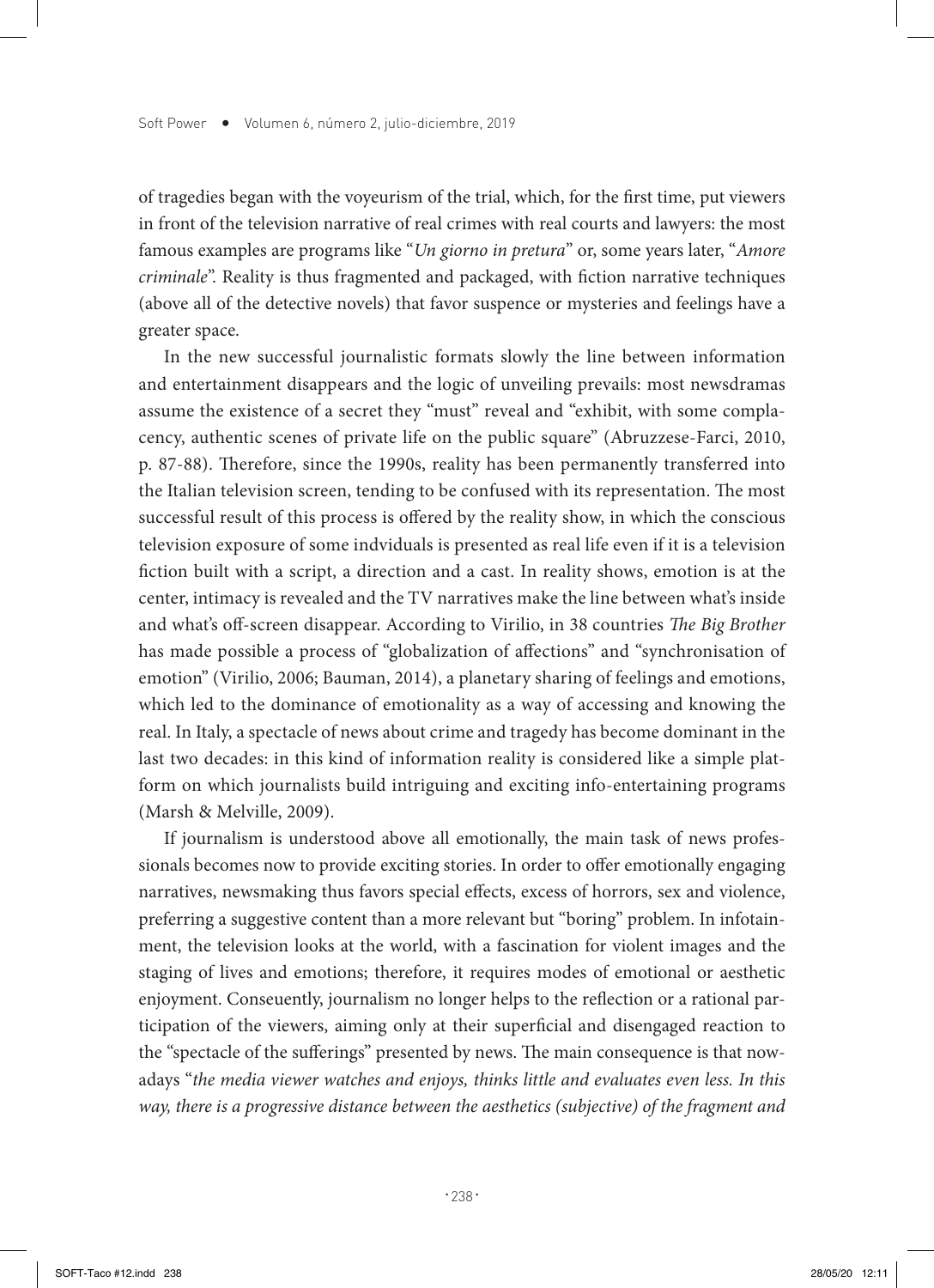of tragedies began with the voyeurism of the trial, which, for the first time, put viewers in front of the television narrative of real crimes with real courts and lawyers: the most famous examples are programs like "*Un giorno in pretura*" or, some years later, "*Amore criminale*". Reality is thus fragmented and packaged, with fiction narrative techniques (above all of the detective novels) that favor suspence or mysteries and feelings have a greater space.

In the new successful journalistic formats slowly the line between information and entertainment disappears and the logic of unveiling prevails: most newsdramas assume the existence of a secret they "must" reveal and "exhibit, with some complacency, authentic scenes of private life on the public square" (Abruzzese-Farci, 2010, p. 87-88). Therefore, since the 1990s, reality has been permanently transferred into the Italian television screen, tending to be confused with its representation. The most successful result of this process is offered by the reality show, in which the conscious television exposure of some indviduals is presented as real life even if it is a television fiction built with a script, a direction and a cast. In reality shows, emotion is at the center, intimacy is revealed and the TV narratives make the line between what's inside and what's off-screen disappear. According to Virilio, in 38 countries *The Big Brother* has made possible a process of "globalization of affections" and "synchronisation of emotion" (Virilio, 2006; Bauman, 2014), a planetary sharing of feelings and emotions, which led to the dominance of emotionality as a way of accessing and knowing the real. In Italy, a spectacle of news about crime and tragedy has become dominant in the last two decades: in this kind of information reality is considered like a simple platform on which journalists build intriguing and exciting info-entertaining programs (Marsh & Melville, 2009).

If journalism is understood above all emotionally, the main task of news professionals becomes now to provide exciting stories. In order to offer emotionally engaging narratives, newsmaking thus favors special effects, excess of horrors, sex and violence, preferring a suggestive content than a more relevant but "boring" problem. In infotainment, the television looks at the world, with a fascination for violent images and the staging of lives and emotions; therefore, it requires modes of emotional or aesthetic enjoyment. Conseuently, journalism no longer helps to the reflection or a rational participation of the viewers, aiming only at their superficial and disengaged reaction to the "spectacle of the sufferings" presented by news. The main consequence is that nowadays "*the media viewer watches and enjoys, thinks little and evaluates even less. In this way, there is a progressive distance between the aesthetics (subjective) of the fragment and*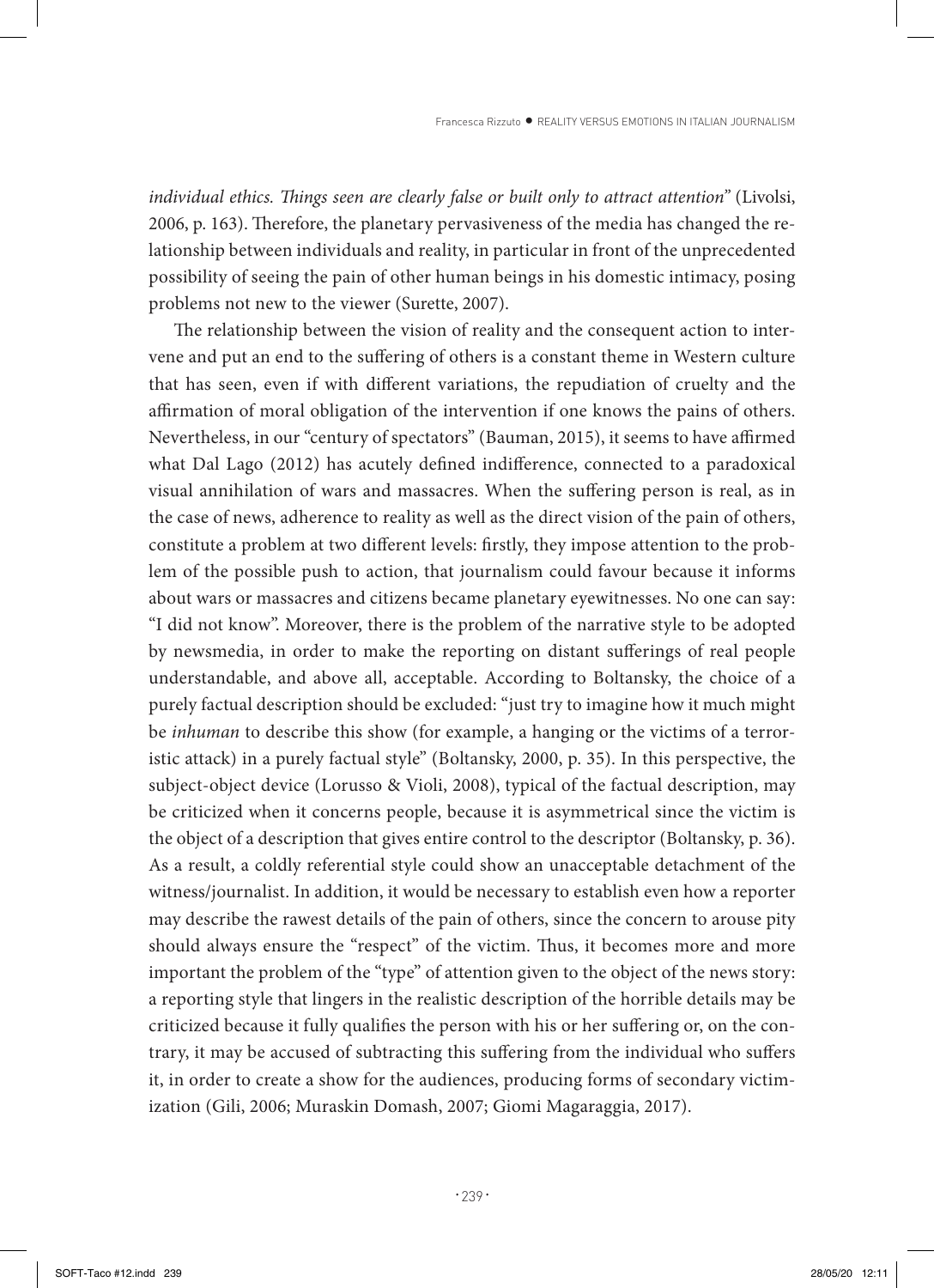*individual ethics. Things seen are clearly false or built only to attract attention*" (Livolsi, 2006, p. 163). Therefore, the planetary pervasiveness of the media has changed the relationship between individuals and reality, in particular in front of the unprecedented possibility of seeing the pain of other human beings in his domestic intimacy, posing problems not new to the viewer (Surette, 2007).

The relationship between the vision of reality and the consequent action to intervene and put an end to the suffering of others is a constant theme in Western culture that has seen, even if with different variations, the repudiation of cruelty and the affirmation of moral obligation of the intervention if one knows the pains of others. Nevertheless, in our "century of spectators" (Bauman, 2015), it seems to have affirmed what Dal Lago (2012) has acutely defined indifference, connected to a paradoxical visual annihilation of wars and massacres. When the suffering person is real, as in the case of news, adherence to reality as well as the direct vision of the pain of others, constitute a problem at two different levels: firstly, they impose attention to the problem of the possible push to action, that journalism could favour because it informs about wars or massacres and citizens became planetary eyewitnesses. No one can say: "I did not know". Moreover, there is the problem of the narrative style to be adopted by newsmedia, in order to make the reporting on distant sufferings of real people understandable, and above all, acceptable. According to Boltansky, the choice of a purely factual description should be excluded: "just try to imagine how it much might be *inhuman* to describe this show (for example, a hanging or the victims of a terroristic attack) in a purely factual style" (Boltansky, 2000, p. 35). In this perspective, the subject-object device (Lorusso & Violi, 2008), typical of the factual description, may be criticized when it concerns people, because it is asymmetrical since the victim is the object of a description that gives entire control to the descriptor (Boltansky, p. 36). As a result, a coldly referential style could show an unacceptable detachment of the witness/journalist. In addition, it would be necessary to establish even how a reporter may describe the rawest details of the pain of others, since the concern to arouse pity should always ensure the "respect" of the victim. Thus, it becomes more and more important the problem of the "type" of attention given to the object of the news story: a reporting style that lingers in the realistic description of the horrible details may be criticized because it fully qualifies the person with his or her suffering or, on the contrary, it may be accused of subtracting this suffering from the individual who suffers it, in order to create a show for the audiences, producing forms of secondary victimization (Gili, 2006; Muraskin Domash, 2007; Giomi Magaraggia, 2017).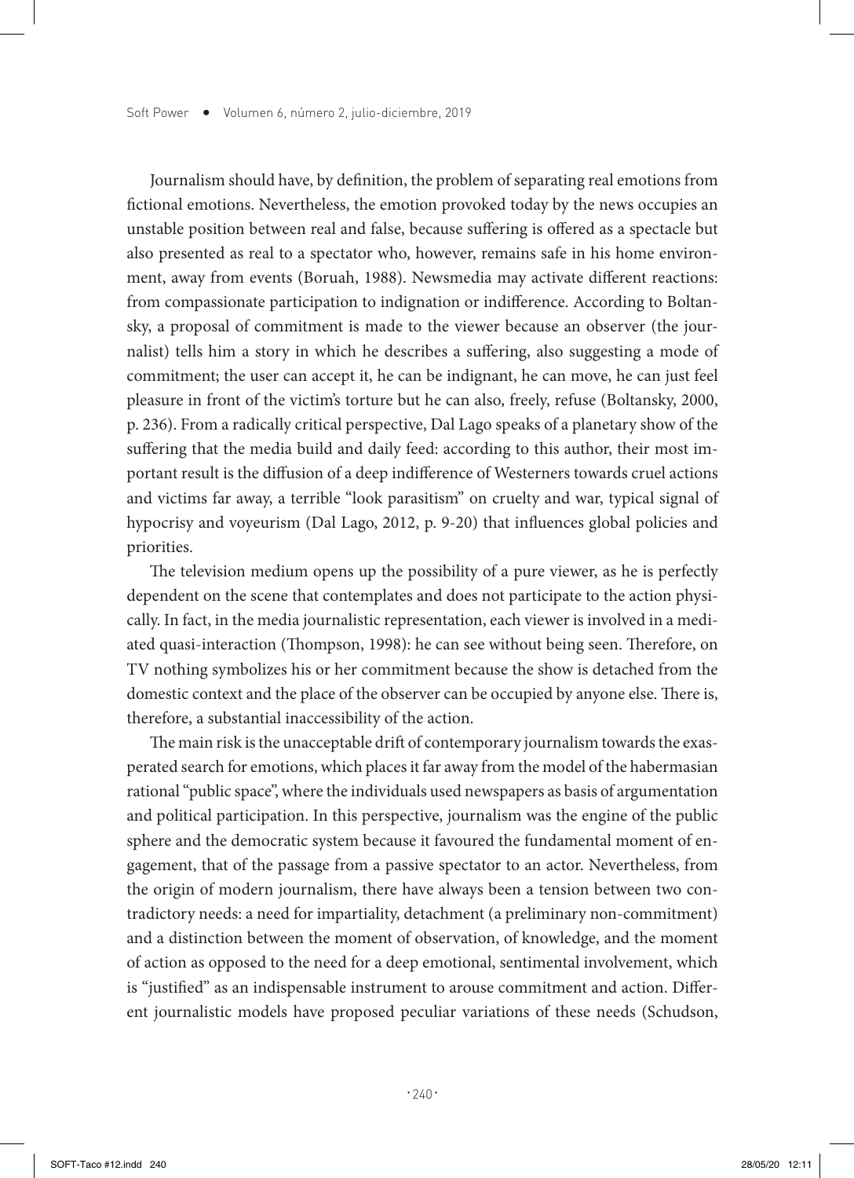Journalism should have, by definition, the problem of separating real emotions from fictional emotions. Nevertheless, the emotion provoked today by the news occupies an unstable position between real and false, because suffering is offered as a spectacle but also presented as real to a spectator who, however, remains safe in his home environment, away from events (Boruah, 1988). Newsmedia may activate different reactions: from compassionate participation to indignation or indifference. According to Boltansky, a proposal of commitment is made to the viewer because an observer (the journalist) tells him a story in which he describes a suffering, also suggesting a mode of commitment; the user can accept it, he can be indignant, he can move, he can just feel pleasure in front of the victim's torture but he can also, freely, refuse (Boltansky, 2000, p. 236). From a radically critical perspective, Dal Lago speaks of a planetary show of the suffering that the media build and daily feed: according to this author, their most important result is the diffusion of a deep indifference of Westerners towards cruel actions and victims far away, a terrible "look parasitism" on cruelty and war, typical signal of hypocrisy and voyeurism (Dal Lago, 2012, p. 9-20) that influences global policies and priorities.

The television medium opens up the possibility of a pure viewer, as he is perfectly dependent on the scene that contemplates and does not participate to the action physically. In fact, in the media journalistic representation, each viewer is involved in a mediated quasi-interaction (Thompson, 1998): he can see without being seen. Therefore, on TV nothing symbolizes his or her commitment because the show is detached from the domestic context and the place of the observer can be occupied by anyone else. There is, therefore, a substantial inaccessibility of the action.

The main risk is the unacceptable drift of contemporary journalism towards the exasperated search for emotions, which places it far away from the model of the habermasian rational "public space", where the individuals used newspapers as basis of argumentation and political participation. In this perspective, journalism was the engine of the public sphere and the democratic system because it favoured the fundamental moment of engagement, that of the passage from a passive spectator to an actor. Nevertheless, from the origin of modern journalism, there have always been a tension between two contradictory needs: a need for impartiality, detachment (a preliminary non-commitment) and a distinction between the moment of observation, of knowledge, and the moment of action as opposed to the need for a deep emotional, sentimental involvement, which is "justified" as an indispensable instrument to arouse commitment and action. Different journalistic models have proposed peculiar variations of these needs (Schudson,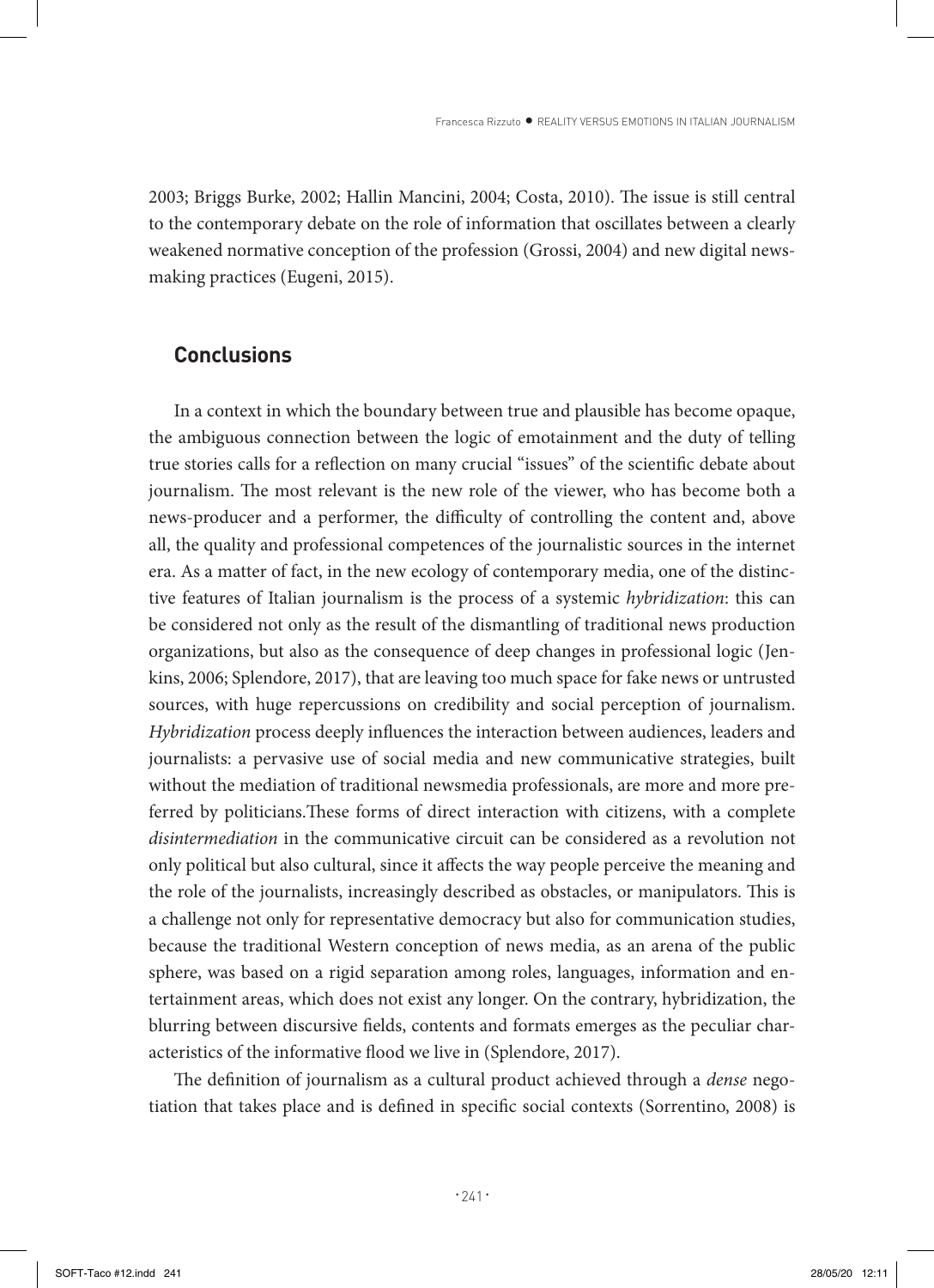2003; Briggs Burke, 2002; Hallin Mancini, 2004; Costa, 2010). The issue is still central to the contemporary debate on the role of information that oscillates between a clearly weakened normative conception of the profession (Grossi, 2004) and new digital news-making practices (Eugeni, 2015).

## Conclusions

In a context in which the boundary between true and plausible has become opaque, the ambiguous connection between the logic of emotainment and the duty of telling true stories calls for a reflection on many crucial "issues" of the scientific debate about journalism. The most relevant is the new role of the viewer, who has become both a news-producer and a performer, the difficulty of controlling the content and, above all, the quality and professional competences of the journalistic sources in the internet era. As a matter of fact, in the new ecology of contemporary media, one of the distinctive features of Italian journalism is the process of a systemic *hybridization*: this can be considered not only as the result of the dismantling of traditional news production organizations, but also as the consequence of deep changes in professional logic (Jenkins, 2006; Splendore, 2017), that are leaving too much space for fake news or untrusted sources, with huge repercussions on credibility and social perception of journalism. *Hybridization* process deeply influences the interaction between audiences, leaders and journalists: a pervasive use of social media and new communicative strategies, built without the mediation of traditional newsmedia professionals, are more and more preferred by politicians.These forms of direct interaction with citizens, with a complete *disintermediation* in the communicative circuit can be considered as a revolution not only political but also cultural, since it affects the way people perceive the meaning and the role of the journalists, increasingly described as obstacles, or manipulators. This is a challenge not only for representative democracy but also for communication studies, because the traditional Western conception of news media, as an arena of the public sphere, was based on a rigid separation among roles, languages, information and entertainment areas, which does not exist any longer. On the contrary, hybridization, the blurring between discursive fields, contents and formats emerges as the peculiar characteristics of the informative flood we live in (Splendore, 2017).

The definition of journalism as a cultural product achieved through a *dense* negotiation that takes place and is defined in specific social contexts (Sorrentino, 2008) is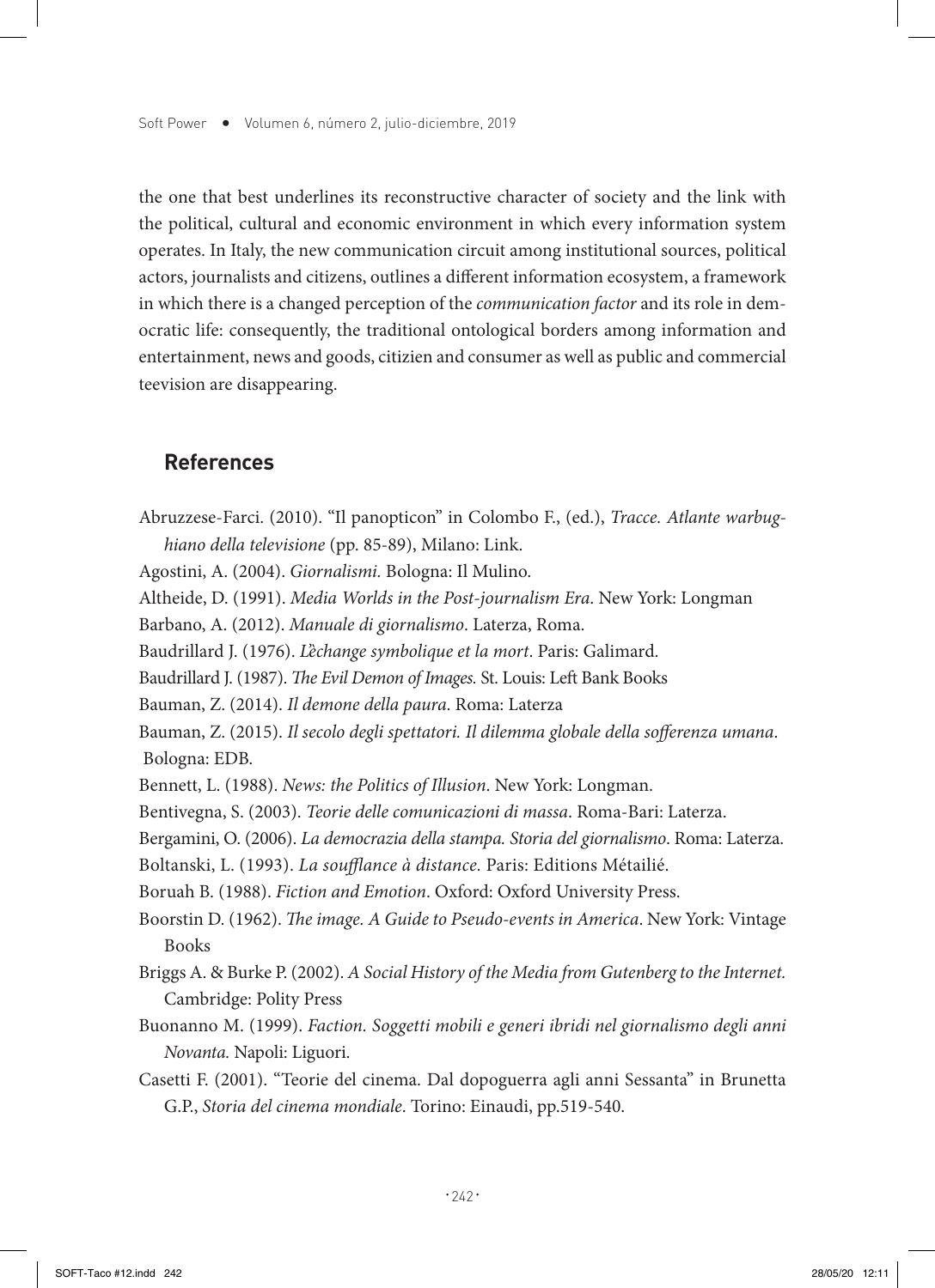the one that best underlines its reconstructive character of society and the link with the political, cultural and economic environment in which every information system operates. In Italy, the new communication circuit among institutional sources, political actors, journalists and citizens, outlines a different information ecosystem, a framework in which there is a changed perception of the *communication factor* and its role in democratic life: consequently, the traditional ontological borders among information and entertainment, news and goods, citizien and consumer as well as public and commercial teevision are disappearing.

## References

Abruzzese-Farci. (2010). "Il panopticon" in Colombo F., (ed.), *Tracce. Atlante warburghiano della televisione* (pp. 85-89), Milano: Link.

Agostini, A. (2004). *Giornalismi.* Bologna: Il Mulino.

Altheide, D. (1991). *Media Worlds in the Post-journalism Era*. New York: Longman

Barbano, A. (2012). *Manuale di giornalismo*. Laterza, Roma.

Baudrillard J. (1976). *L'èchange symbolique et la mort*. Paris: Galimard.

Baudrillard J. (1987). *The Evil Demon of Images.* St. Louis: Left Bank Books

Bauman, Z. (2014). *Il demone della paura*. Roma: Laterza

Bauman, Z. (2015). *Il secolo degli spettatori. Il dilemma globale della sofferenza umana*. Bologna: EDB.

Bennett, L. (1988). *News: the Politics of Illusion*. New York: Longman.

Bentivegna, S. (2003). *Teorie delle comunicazioni di massa*. Roma-Bari: Laterza.

Bergamini, O. (2006). *La democrazia della stampa. Storia del giornalismo*. Roma: Laterza.

Boltanski, L. (1993). *La soufflance à distance.* Paris: Editions Métailié.

Boruah B. (1988). *Fiction and Emotion*. Oxford: Oxford University Press.

Boorstin D. (1962). *The image. A Guide to Pseudo-events in America*. New York: Vintage Books

Briggs A. & Burke P. (2002). *A Social History of the Media from Gutenberg to the Internet.* Cambridge: Polity Press

Buonanno M. (1999). *Faction. Soggetti mobili e generi ibridi nel giornalismo degli anni Novanta.* Napoli: Liguori.

Casetti F. (2001). "Teorie del cinema. Dal dopoguerra agli anni Sessanta" in Brunetta G.P., *Storia del cinema mondiale*. Torino: Einaudi, pp.519-540.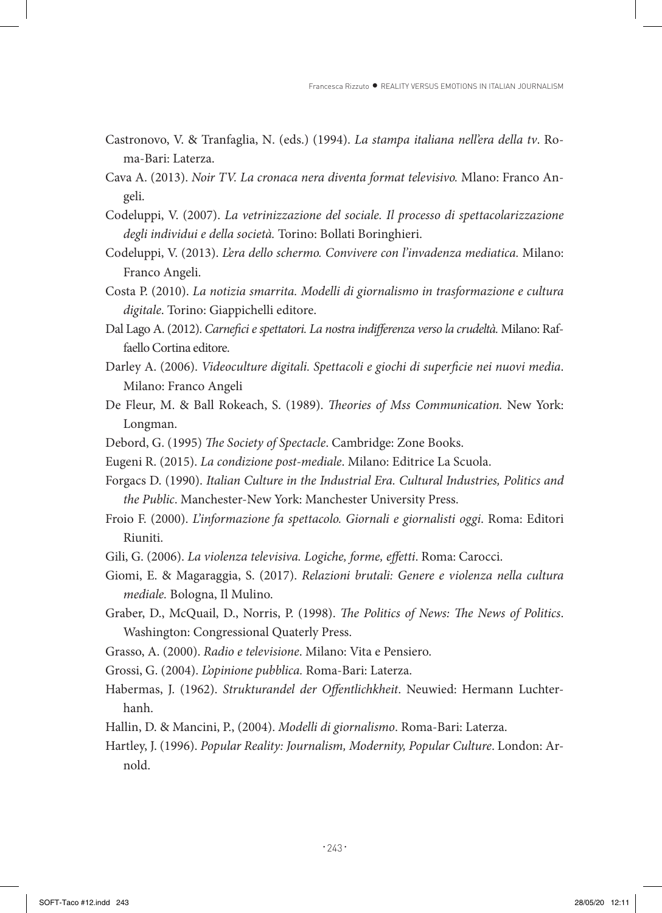Castronovo, V. & Tranfaglia, N. (eds.) (1994). *La stampa italiana nell'era della tv*. Roma-Bari: Laterza.

Cava A. (2013). *Noir TV. La cronaca nera diventa format televisivo.* Mlano: Franco Angeli.

Codeluppi, V. (2007). *La vetrinizzazione del sociale. Il processo di spettacolarizzazione degli individui e della società.* Torino: Bollati Boringhieri.

Codeluppi, V. (2013). *L'era dello schermo. Convivere con l'invadenza mediatica.* Milano: Franco Angeli.

Costa P. (2010). *La notizia smarrita. Modelli di giornalismo in trasformazione e cultura digitale*. Torino: Giappichelli editore.

Dal Lago A. (2012). *Carnefici e spettatori. La nostra indifferenza verso la crudeltà.* Milano: Raffaello Cortina editore.

Darley A. (2006). *Videoculture digitali. Spettacoli e giochi di superficie nei nuovi media*. Milano: Franco Angeli

De Fleur, M. & Ball Rokeach, S. (1989). *Theories of Mss Communication.* New York: Longman.

Debord, G. (1995) *The Society of Spectacle*. Cambridge: Zone Books.

Eugeni R. (2015). *La condizione post-mediale*. Milano: Editrice La Scuola.

Forgacs D. (1990). *Italian Culture in the Industrial Era. Cultural Industries, Politics and the Public*. Manchester-New York: Manchester University Press.

Froio F. (2000). *L'informazione fa spettacolo. Giornali e giornalisti oggi*. Roma: Editori Riuniti.

Gili, G. (2006). *La violenza televisiva. Logiche, forme, effetti*. Roma: Carocci.

Giomi, E. & Magaraggia, S. (2017). *Relazioni brutali: Genere e violenza nella cultura mediale.* Bologna, Il Mulino.

Graber, D., McQuail, D., Norris, P. (1998). *The Politics of News: The News of Politics*. Washington: Congressional Quaterly Press.

Grasso, A. (2000). *Radio e televisione*. Milano: Vita e Pensiero.

Grossi, G. (2004). *L'opinione pubblica.* Roma-Bari: Laterza.

Habermas, J. (1962). *Strukturandel der Offentlichkheit*. Neuwied: Hermann Luchterhanh.

Hallin, D. & Mancini, P., (2004). *Modelli di giornalismo*. Roma-Bari: Laterza.

Hartley, J. (1996). *Popular Reality: Journalism, Modernity, Popular Culture*. London: Arnold.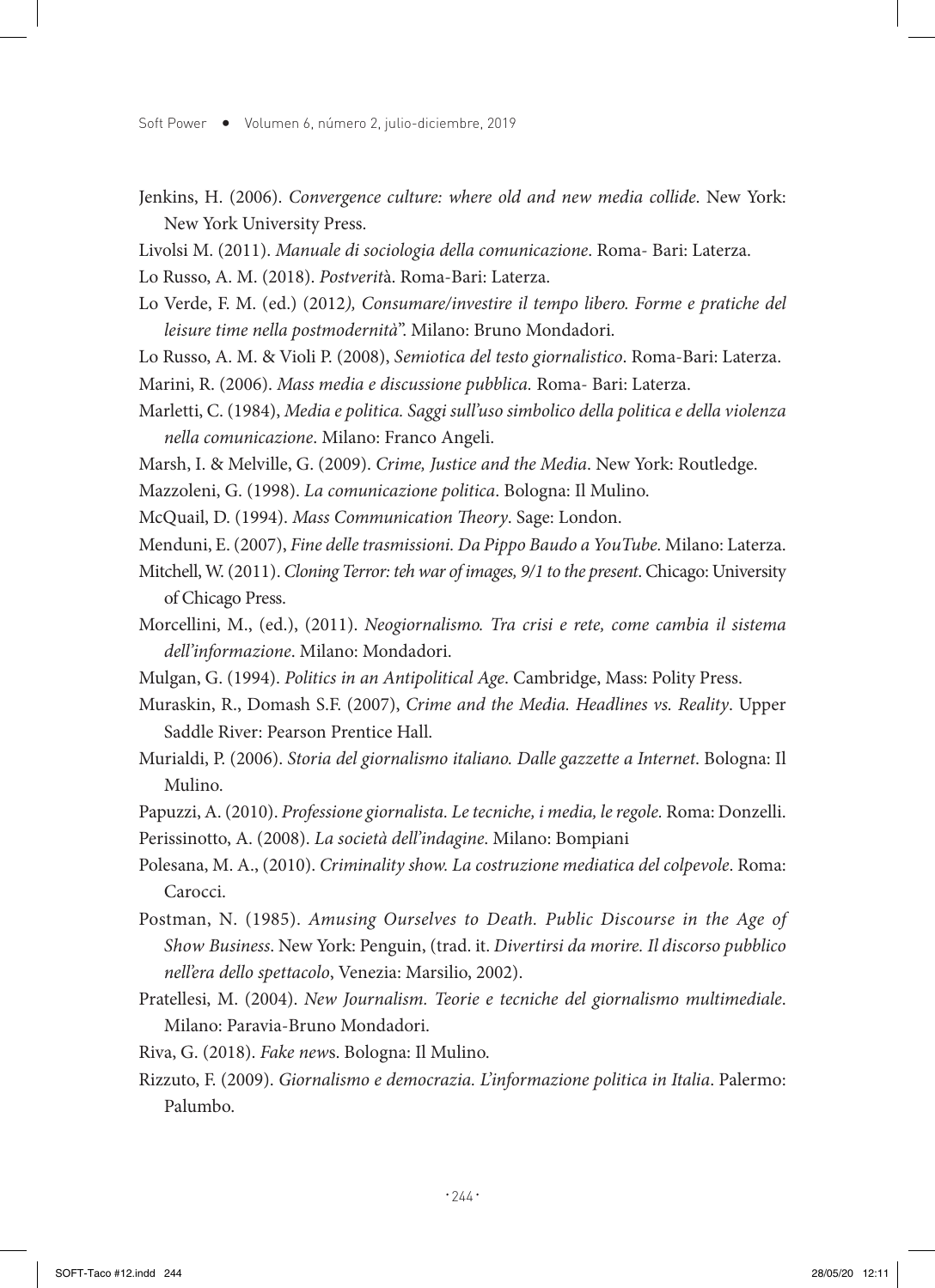Jenkins, H. (2006). *Convergence culture: where old and new media collide*. New York: New York University Press.

Livolsi M. (2011). *Manuale di sociologia della comunicazione*. Roma- Bari: Laterza.

Lo Russo, A. M. (2018). *Postverit*à. Roma-Bari: Laterza.

Lo Verde, F. M. (ed.) (2012*), Consumare/investire il tempo libero. Forme e pratiche del leisure time nella postmodernità*". Milano: Bruno Mondadori.

Lo Russo, A. M. & Violi P. (2008), *Semiotica del testo giornalistico*. Roma-Bari: Laterza.

Marini, R. (2006). *Mass media e discussione pubblica.* Roma- Bari: Laterza.

Marletti, C. (1984), *Media e politica. Saggi sull'uso simbolico della politica e della violenza nella comunicazione*. Milano: Franco Angeli.

Marsh, I. & Melville, G. (2009). *Crime, Justice and the Media*. New York: Routledge.

Mazzoleni, G. (1998). *La comunicazione politica*. Bologna: Il Mulino.

McQuail, D. (1994). *Mass Communication Theory*. Sage: London.

Menduni, E. (2007), *Fine delle trasmissioni. Da Pippo Baudo a YouTube*. Milano: Laterza.

Mitchell, W. (2011). *Cloning Terror: teh war of images, 9/1 to the present*. Chicago: University of Chicago Press.

Morcellini, M., (ed.), (2011). *Neogiornalismo. Tra crisi e rete, come cambia il sistema dell'informazione*. Milano: Mondadori.

Mulgan, G. (1994). *Politics in an Antipolitical Age*. Cambridge, Mass: Polity Press.

Muraskin, R., Domash S.F. (2007), *Crime and the Media. Headlines vs. Reality*. Upper Saddle River: Pearson Prentice Hall.

Murialdi, P. (2006). *Storia del giornalismo italiano. Dalle gazzette a Internet*. Bologna: Il Mulino.

Papuzzi, A. (2010). *Professione giornalista. Le tecniche, i media, le regole.* Roma: Donzelli.

Perissinotto, A. (2008). *La società dell'indagine*. Milano: Bompiani

Polesana, M. A., (2010). *Criminality show. La costruzione mediatica del colpevole*. Roma: Carocci.

Postman, N. (1985). *Amusing Ourselves to Death. Public Discourse in the Age of Show Business*. New York: Penguin, (trad. it. *Divertirsi da morire. Il discorso pubblico nell'era dello spettacolo*, Venezia: Marsilio, 2002).

Pratellesi, M. (2004). *New Journalism. Teorie e tecniche del giornalismo multimediale*. Milano: Paravia-Bruno Mondadori.

Riva, G. (2018). *Fake new*s. Bologna: Il Mulino.

Rizzuto, F. (2009). *Giornalismo e democrazia. L'informazione politica in Italia*. Palermo: Palumbo.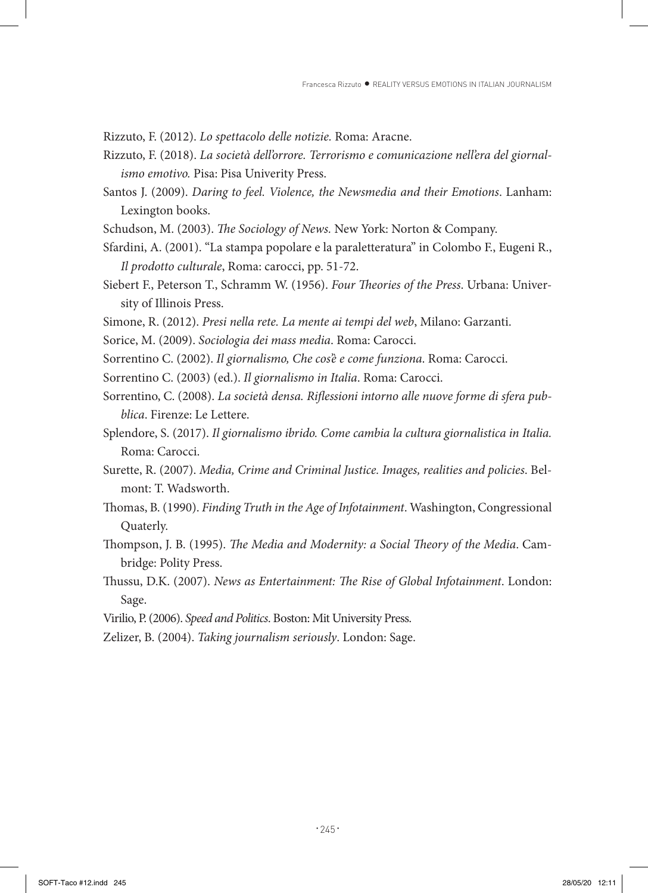Rizzuto, F. (2012). *Lo spettacolo delle notizie.* Roma: Aracne.

Rizzuto, F. (2018). *La società dell'orrore. Terrorismo e comunicazione nell'era del giornalismo emotivo.* Pisa: Pisa Univerity Press.

Santos J. (2009). *Daring to feel. Violence, the Newsmedia and their Emotions*. Lanham: Lexington books.

Schudson, M. (2003). *The Sociology of News.* New York: Norton & Company.

Sfardini, A. (2001). "La stampa popolare e la paraletteratura" in Colombo F., Eugeni R., *Il prodotto culturale*, Roma: carocci, pp. 51-72.

Siebert F., Peterson T., Schramm W. (1956). *Four Theories of the Press.* Urbana: University of Illinois Press.

Simone, R. (2012). *Presi nella rete. La mente ai tempi del web*, Milano: Garzanti.

Sorice, M. (2009). *Sociologia dei mass media*. Roma: Carocci.

Sorrentino C. (2002). *Il giornalismo, Che cos'è e come funziona*. Roma: Carocci.

Sorrentino C. (2003) (ed.). *Il giornalismo in Italia*. Roma: Carocci.

Sorrentino, C. (2008). *La società densa. Riflessioni intorno alle nuove forme di sfera pubblica*. Firenze: Le Lettere.

Splendore, S. (2017). *Il giornalismo ibrido. Come cambia la cultura giornalistica in Italia.* Roma: Carocci.

Surette, R. (2007). *Media, Crime and Criminal Justice. Images, realities and policies*. Belmont: T. Wadsworth.

Thomas, B. (1990). *Finding Truth in the Age of Infotainment*. Washington, Congressional Quaterly.

Thompson, J. B. (1995). *The Media and Modernity: a Social Theory of the Media*. Cambridge: Polity Press.

Thussu, D.K. (2007). *News as Entertainment: The Rise of Global Infotainment*. London: Sage.

Virilio, P. (2006). *Speed and Politics*. Boston: Mit University Press.

Zelizer, B. (2004). *Taking journalism seriously*. London: Sage.